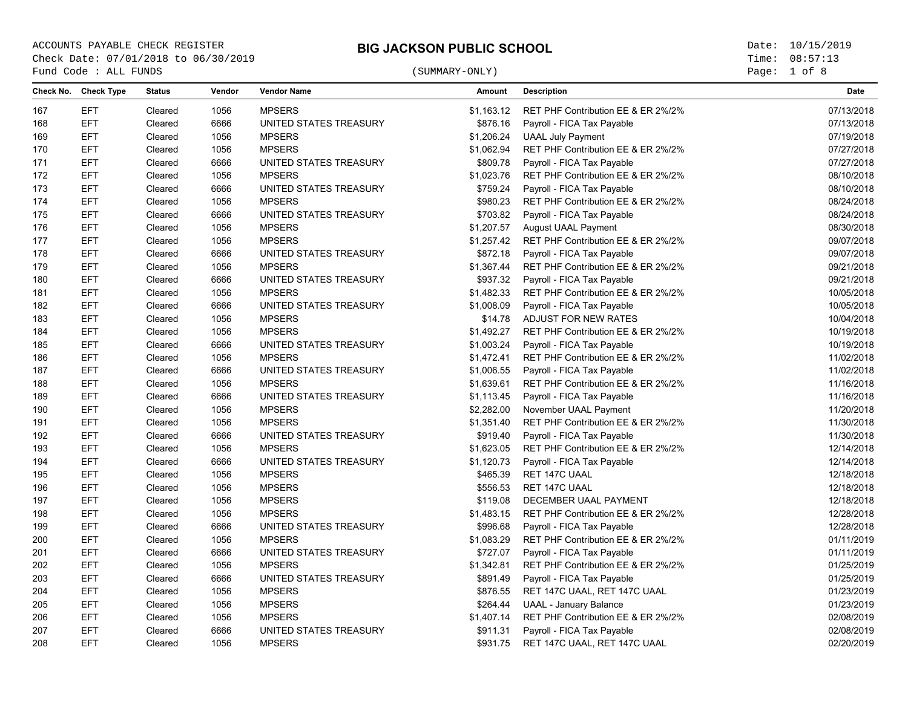ACCOUNTS PAYABLE CHECK REGISTER
Check Date: 07/01/2018 to 06/30/2019
Fund Code : ALL FUNDS

# BIG JACKSON PUBLIC SCHOOL

(SUMMARY-ONLY)

Date: 10/15/2019
Time: 08:57:13

| Check No. | Check Type | Status | Vendor | Vendor Name | Amount | Description | Date |
|---|---|---|---|---|---|---|---|
| 167 | EFT | Cleared | 1056 | MPSERS | $1,163.12 | RET PHF Contribution EE & ER 2%/2% | 07/13/2018 |
| 168 | EFT | Cleared | 6666 | UNITED STATES TREASURY | $876.16 | Payroll - FICA Tax Payable | 07/13/2018 |
| 169 | EFT | Cleared | 1056 | MPSERS | $1,206.24 | UAAL July Payment | 07/19/2018 |
| 170 | EFT | Cleared | 1056 | MPSERS | $1,062.94 | RET PHF Contribution EE & ER 2%/2% | 07/27/2018 |
| 171 | EFT | Cleared | 6666 | UNITED STATES TREASURY | $809.78 | Payroll - FICA Tax Payable | 07/27/2018 |
| 172 | EFT | Cleared | 1056 | MPSERS | $1,023.76 | RET PHF Contribution EE & ER 2%/2% | 08/10/2018 |
| 173 | EFT | Cleared | 6666 | UNITED STATES TREASURY | $759.24 | Payroll - FICA Tax Payable | 08/10/2018 |
| 174 | EFT | Cleared | 1056 | MPSERS | $980.23 | RET PHF Contribution EE & ER 2%/2% | 08/24/2018 |
| 175 | EFT | Cleared | 6666 | UNITED STATES TREASURY | $703.82 | Payroll - FICA Tax Payable | 08/24/2018 |
| 176 | EFT | Cleared | 1056 | MPSERS | $1,207.57 | August UAAL Payment | 08/30/2018 |
| 177 | EFT | Cleared | 1056 | MPSERS | $1,257.42 | RET PHF Contribution EE & ER 2%/2% | 09/07/2018 |
| 178 | EFT | Cleared | 6666 | UNITED STATES TREASURY | $872.18 | Payroll - FICA Tax Payable | 09/07/2018 |
| 179 | EFT | Cleared | 1056 | MPSERS | $1,367.44 | RET PHF Contribution EE & ER 2%/2% | 09/21/2018 |
| 180 | EFT | Cleared | 6666 | UNITED STATES TREASURY | $937.32 | Payroll - FICA Tax Payable | 09/21/2018 |
| 181 | EFT | Cleared | 1056 | MPSERS | $1,482.33 | RET PHF Contribution EE & ER 2%/2% | 10/05/2018 |
| 182 | EFT | Cleared | 6666 | UNITED STATES TREASURY | $1,008.09 | Payroll - FICA Tax Payable | 10/05/2018 |
| 183 | EFT | Cleared | 1056 | MPSERS | $14.78 | ADJUST FOR NEW RATES | 10/04/2018 |
| 184 | EFT | Cleared | 1056 | MPSERS | $1,492.27 | RET PHF Contribution EE & ER 2%/2% | 10/19/2018 |
| 185 | EFT | Cleared | 6666 | UNITED STATES TREASURY | $1,003.24 | Payroll - FICA Tax Payable | 10/19/2018 |
| 186 | EFT | Cleared | 1056 | MPSERS | $1,472.41 | RET PHF Contribution EE & ER 2%/2% | 11/02/2018 |
| 187 | EFT | Cleared | 6666 | UNITED STATES TREASURY | $1,006.55 | Payroll - FICA Tax Payable | 11/02/2018 |
| 188 | EFT | Cleared | 1056 | MPSERS | $1,639.61 | RET PHF Contribution EE & ER 2%/2% | 11/16/2018 |
| 189 | EFT | Cleared | 6666 | UNITED STATES TREASURY | $1,113.45 | Payroll - FICA Tax Payable | 11/16/2018 |
| 190 | EFT | Cleared | 1056 | MPSERS | $2,282.00 | November UAAL Payment | 11/20/2018 |
| 191 | EFT | Cleared | 1056 | MPSERS | $1,351.40 | RET PHF Contribution EE & ER 2%/2% | 11/30/2018 |
| 192 | EFT | Cleared | 6666 | UNITED STATES TREASURY | $919.40 | Payroll - FICA Tax Payable | 11/30/2018 |
| 193 | EFT | Cleared | 1056 | MPSERS | $1,623.05 | RET PHF Contribution EE & ER 2%/2% | 12/14/2018 |
| 194 | EFT | Cleared | 6666 | UNITED STATES TREASURY | $1,120.73 | Payroll - FICA Tax Payable | 12/14/2018 |
| 195 | EFT | Cleared | 1056 | MPSERS | $465.39 | RET 147C UAAL | 12/18/2018 |
| 196 | EFT | Cleared | 1056 | MPSERS | $556.53 | RET 147C UAAL | 12/18/2018 |
| 197 | EFT | Cleared | 1056 | MPSERS | $119.08 | DECEMBER UAAL PAYMENT | 12/18/2018 |
| 198 | EFT | Cleared | 1056 | MPSERS | $1,483.15 | RET PHF Contribution EE & ER 2%/2% | 12/28/2018 |
| 199 | EFT | Cleared | 6666 | UNITED STATES TREASURY | $996.68 | Payroll - FICA Tax Payable | 12/28/2018 |
| 200 | EFT | Cleared | 1056 | MPSERS | $1,083.29 | RET PHF Contribution EE & ER 2%/2% | 01/11/2019 |
| 201 | EFT | Cleared | 6666 | UNITED STATES TREASURY | $727.07 | Payroll - FICA Tax Payable | 01/11/2019 |
| 202 | EFT | Cleared | 1056 | MPSERS | $1,342.81 | RET PHF Contribution EE & ER 2%/2% | 01/25/2019 |
| 203 | EFT | Cleared | 6666 | UNITED STATES TREASURY | $891.49 | Payroll - FICA Tax Payable | 01/25/2019 |
| 204 | EFT | Cleared | 1056 | MPSERS | $876.55 | RET 147C UAAL, RET 147C UAAL | 01/23/2019 |
| 205 | EFT | Cleared | 1056 | MPSERS | $264.44 | UAAL - January Balance | 01/23/2019 |
| 206 | EFT | Cleared | 1056 | MPSERS | $1,407.14 | RET PHF Contribution EE & ER 2%/2% | 02/08/2019 |
| 207 | EFT | Cleared | 6666 | UNITED STATES TREASURY | $911.31 | Payroll - FICA Tax Payable | 02/08/2019 |
| 208 | EFT | Cleared | 1056 | MPSERS | $931.75 | RET 147C UAAL, RET 147C UAAL | 02/20/2019 |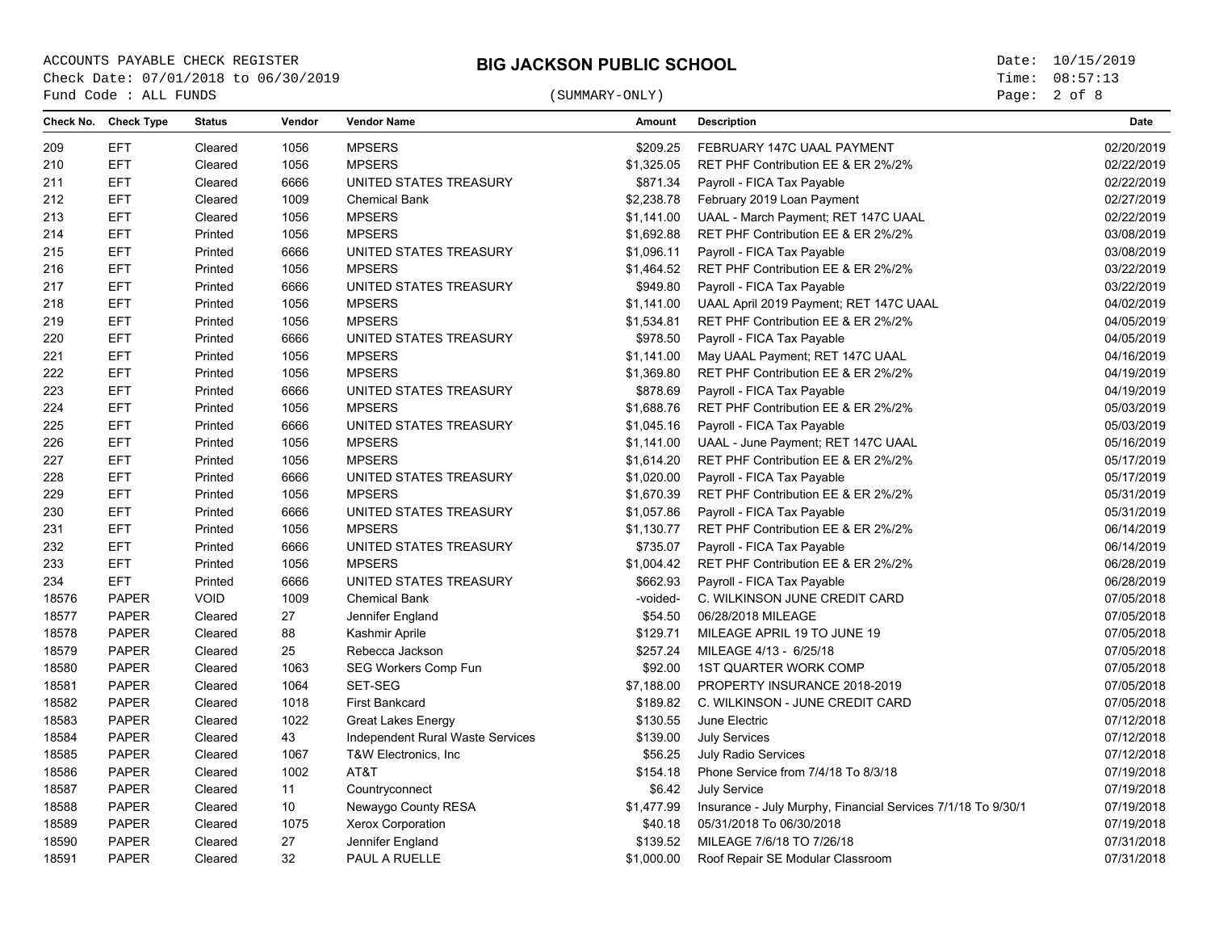ACCOUNTS PAYABLE CHECK REGISTER

Check Date: 07/01/2018 to 06/30/2019

Fund Code : ALL FUNDS

# BIG JACKSON PUBLIC SCHOOL

(SUMMARY-ONLY)

Date: 10/15/2019
Time: 08:57:13

| Check No. | Check Type | Status | Vendor | Vendor Name | Amount | Description | Date |
|---|---|---|---|---|---|---|---|
| 209 | EFT | Cleared | 1056 | MPSERS | $209.25 | FEBRUARY 147C UAAL PAYMENT | 02/20/2019 |
| 210 | EFT | Cleared | 1056 | MPSERS | $1,325.05 | RET PHF Contribution EE & ER 2%/2% | 02/22/2019 |
| 211 | EFT | Cleared | 6666 | UNITED STATES TREASURY | $871.34 | Payroll - FICA Tax Payable | 02/22/2019 |
| 212 | EFT | Cleared | 1009 | Chemical Bank | $2,238.78 | February 2019 Loan Payment | 02/27/2019 |
| 213 | EFT | Cleared | 1056 | MPSERS | $1,141.00 | UAAL - March Payment; RET 147C UAAL | 02/22/2019 |
| 214 | EFT | Printed | 1056 | MPSERS | $1,692.88 | RET PHF Contribution EE & ER 2%/2% | 03/08/2019 |
| 215 | EFT | Printed | 6666 | UNITED STATES TREASURY | $1,096.11 | Payroll - FICA Tax Payable | 03/08/2019 |
| 216 | EFT | Printed | 1056 | MPSERS | $1,464.52 | RET PHF Contribution EE & ER 2%/2% | 03/22/2019 |
| 217 | EFT | Printed | 6666 | UNITED STATES TREASURY | $949.80 | Payroll - FICA Tax Payable | 03/22/2019 |
| 218 | EFT | Printed | 1056 | MPSERS | $1,141.00 | UAAL April 2019 Payment; RET 147C UAAL | 04/02/2019 |
| 219 | EFT | Printed | 1056 | MPSERS | $1,534.81 | RET PHF Contribution EE & ER 2%/2% | 04/05/2019 |
| 220 | EFT | Printed | 6666 | UNITED STATES TREASURY | $978.50 | Payroll - FICA Tax Payable | 04/05/2019 |
| 221 | EFT | Printed | 1056 | MPSERS | $1,141.00 | May UAAL Payment; RET 147C UAAL | 04/16/2019 |
| 222 | EFT | Printed | 1056 | MPSERS | $1,369.80 | RET PHF Contribution EE & ER 2%/2% | 04/19/2019 |
| 223 | EFT | Printed | 6666 | UNITED STATES TREASURY | $878.69 | Payroll - FICA Tax Payable | 04/19/2019 |
| 224 | EFT | Printed | 1056 | MPSERS | $1,688.76 | RET PHF Contribution EE & ER 2%/2% | 05/03/2019 |
| 225 | EFT | Printed | 6666 | UNITED STATES TREASURY | $1,045.16 | Payroll - FICA Tax Payable | 05/03/2019 |
| 226 | EFT | Printed | 1056 | MPSERS | $1,141.00 | UAAL - June Payment; RET 147C UAAL | 05/16/2019 |
| 227 | EFT | Printed | 1056 | MPSERS | $1,614.20 | RET PHF Contribution EE & ER 2%/2% | 05/17/2019 |
| 228 | EFT | Printed | 6666 | UNITED STATES TREASURY | $1,020.00 | Payroll - FICA Tax Payable | 05/17/2019 |
| 229 | EFT | Printed | 1056 | MPSERS | $1,670.39 | RET PHF Contribution EE & ER 2%/2% | 05/31/2019 |
| 230 | EFT | Printed | 6666 | UNITED STATES TREASURY | $1,057.86 | Payroll - FICA Tax Payable | 05/31/2019 |
| 231 | EFT | Printed | 1056 | MPSERS | $1,130.77 | RET PHF Contribution EE & ER 2%/2% | 06/14/2019 |
| 232 | EFT | Printed | 6666 | UNITED STATES TREASURY | $735.07 | Payroll - FICA Tax Payable | 06/14/2019 |
| 233 | EFT | Printed | 1056 | MPSERS | $1,004.42 | RET PHF Contribution EE & ER 2%/2% | 06/28/2019 |
| 234 | EFT | Printed | 6666 | UNITED STATES TREASURY | $662.93 | Payroll - FICA Tax Payable | 06/28/2019 |
| 18576 | PAPER | VOID | 1009 | Chemical Bank | -voided- | C. WILKINSON JUNE CREDIT CARD | 07/05/2018 |
| 18577 | PAPER | Cleared | 27 | Jennifer England | $54.50 | 06/28/2018 MILEAGE | 07/05/2018 |
| 18578 | PAPER | Cleared | 88 | Kashmir Aprile | $129.71 | MILEAGE APRIL 19 TO JUNE 19 | 07/05/2018 |
| 18579 | PAPER | Cleared | 25 | Rebecca Jackson | $257.24 | MILEAGE 4/13 - 6/25/18 | 07/05/2018 |
| 18580 | PAPER | Cleared | 1063 | SEG Workers Comp Fun | $92.00 | 1ST QUARTER WORK COMP | 07/05/2018 |
| 18581 | PAPER | Cleared | 1064 | SET-SEG | $7,188.00 | PROPERTY INSURANCE 2018-2019 | 07/05/2018 |
| 18582 | PAPER | Cleared | 1018 | First Bankcard | $189.82 | C. WILKINSON - JUNE CREDIT CARD | 07/05/2018 |
| 18583 | PAPER | Cleared | 1022 | Great Lakes Energy | $130.55 | June Electric | 07/12/2018 |
| 18584 | PAPER | Cleared | 43 | Independent Rural Waste Services | $139.00 | July Services | 07/12/2018 |
| 18585 | PAPER | Cleared | 1067 | T&W Electronics, Inc | $56.25 | July Radio Services | 07/12/2018 |
| 18586 | PAPER | Cleared | 1002 | AT&T | $154.18 | Phone Service from 7/4/18 To 8/3/18 | 07/19/2018 |
| 18587 | PAPER | Cleared | 11 | Countryconnect | $6.42 | July Service | 07/19/2018 |
| 18588 | PAPER | Cleared | 10 | Newaygo County RESA | $1,477.99 | Insurance - July Murphy, Financial Services 7/1/18 To 9/30/1 | 07/19/2018 |
| 18589 | PAPER | Cleared | 1075 | Xerox Corporation | $40.18 | 05/31/2018 To 06/30/2018 | 07/19/2018 |
| 18590 | PAPER | Cleared | 27 | Jennifer England | $139.52 | MILEAGE 7/6/18 TO 7/26/18 | 07/31/2018 |
| 18591 | PAPER | Cleared | 32 | PAUL A RUELLE | $1,000.00 | Roof Repair SE Modular Classroom | 07/31/2018 |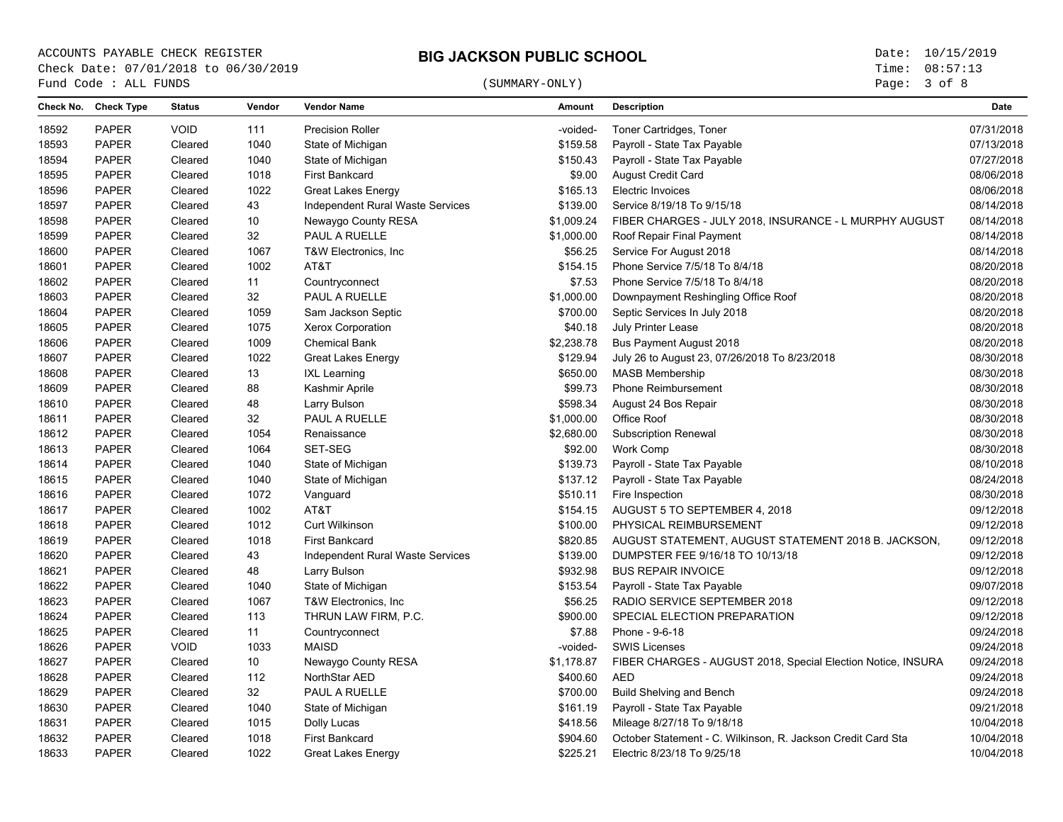ACCOUNTS PAYABLE CHECK REGISTER
Check Date: 07/01/2018 to 06/30/2019
Fund Code : ALL FUNDS

# BIG JACKSON PUBLIC SCHOOL

(SUMMARY-ONLY)

Date: 10/15/2019
Time: 08:57:13

| Check No. | Check Type | Status | Vendor | Vendor Name | Amount | Description | Date |
|---|---|---|---|---|---|---|---|
| 18592 | PAPER | VOID | 111 | Precision Roller | -voided- | Toner Cartridges, Toner | 07/31/2018 |
| 18593 | PAPER | Cleared | 1040 | State of Michigan | $159.58 | Payroll - State Tax Payable | 07/13/2018 |
| 18594 | PAPER | Cleared | 1040 | State of Michigan | $150.43 | Payroll - State Tax Payable | 07/27/2018 |
| 18595 | PAPER | Cleared | 1018 | First Bankcard | $9.00 | August Credit Card | 08/06/2018 |
| 18596 | PAPER | Cleared | 1022 | Great Lakes Energy | $165.13 | Electric Invoices | 08/06/2018 |
| 18597 | PAPER | Cleared | 43 | Independent Rural Waste Services | $139.00 | Service 8/19/18 To 9/15/18 | 08/14/2018 |
| 18598 | PAPER | Cleared | 10 | Newaygo County RESA | $1,009.24 | FIBER CHARGES - JULY 2018, INSURANCE - L MURPHY AUGUST | 08/14/2018 |
| 18599 | PAPER | Cleared | 32 | PAUL A RUELLE | $1,000.00 | Roof Repair Final Payment | 08/14/2018 |
| 18600 | PAPER | Cleared | 1067 | T&W Electronics, Inc | $56.25 | Service For August 2018 | 08/14/2018 |
| 18601 | PAPER | Cleared | 1002 | AT&T | $154.15 | Phone Service 7/5/18 To 8/4/18 | 08/20/2018 |
| 18602 | PAPER | Cleared | 11 | Countryconnect | $7.53 | Phone Service 7/5/18 To 8/4/18 | 08/20/2018 |
| 18603 | PAPER | Cleared | 32 | PAUL A RUELLE | $1,000.00 | Downpayment Reshingling Office Roof | 08/20/2018 |
| 18604 | PAPER | Cleared | 1059 | Sam Jackson Septic | $700.00 | Septic Services In July 2018 | 08/20/2018 |
| 18605 | PAPER | Cleared | 1075 | Xerox Corporation | $40.18 | July Printer Lease | 08/20/2018 |
| 18606 | PAPER | Cleared | 1009 | Chemical Bank | $2,238.78 | Bus Payment August 2018 | 08/20/2018 |
| 18607 | PAPER | Cleared | 1022 | Great Lakes Energy | $129.94 | July 26 to August 23, 07/26/2018 To 8/23/2018 | 08/30/2018 |
| 18608 | PAPER | Cleared | 13 | IXL Learning | $650.00 | MASB Membership | 08/30/2018 |
| 18609 | PAPER | Cleared | 88 | Kashmir Aprile | $99.73 | Phone Reimbursement | 08/30/2018 |
| 18610 | PAPER | Cleared | 48 | Larry Bulson | $598.34 | August 24 Bos Repair | 08/30/2018 |
| 18611 | PAPER | Cleared | 32 | PAUL A RUELLE | $1,000.00 | Office Roof | 08/30/2018 |
| 18612 | PAPER | Cleared | 1054 | Renaissance | $2,680.00 | Subscription Renewal | 08/30/2018 |
| 18613 | PAPER | Cleared | 1064 | SET-SEG | $92.00 | Work Comp | 08/30/2018 |
| 18614 | PAPER | Cleared | 1040 | State of Michigan | $139.73 | Payroll - State Tax Payable | 08/10/2018 |
| 18615 | PAPER | Cleared | 1040 | State of Michigan | $137.12 | Payroll - State Tax Payable | 08/24/2018 |
| 18616 | PAPER | Cleared | 1072 | Vanguard | $510.11 | Fire Inspection | 08/30/2018 |
| 18617 | PAPER | Cleared | 1002 | AT&T | $154.15 | AUGUST 5 TO SEPTEMBER 4, 2018 | 09/12/2018 |
| 18618 | PAPER | Cleared | 1012 | Curt Wilkinson | $100.00 | PHYSICAL REIMBURSEMENT | 09/12/2018 |
| 18619 | PAPER | Cleared | 1018 | First Bankcard | $820.85 | AUGUST STATEMENT, AUGUST STATEMENT 2018 B. JACKSON, | 09/12/2018 |
| 18620 | PAPER | Cleared | 43 | Independent Rural Waste Services | $139.00 | DUMPSTER FEE 9/16/18 TO 10/13/18 | 09/12/2018 |
| 18621 | PAPER | Cleared | 48 | Larry Bulson | $932.98 | BUS REPAIR INVOICE | 09/12/2018 |
| 18622 | PAPER | Cleared | 1040 | State of Michigan | $153.54 | Payroll - State Tax Payable | 09/07/2018 |
| 18623 | PAPER | Cleared | 1067 | T&W Electronics, Inc | $56.25 | RADIO SERVICE SEPTEMBER 2018 | 09/12/2018 |
| 18624 | PAPER | Cleared | 113 | THRUN LAW FIRM, P.C. | $900.00 | SPECIAL ELECTION PREPARATION | 09/12/2018 |
| 18625 | PAPER | Cleared | 11 | Countryconnect | $7.88 | Phone - 9-6-18 | 09/24/2018 |
| 18626 | PAPER | VOID | 1033 | MAISD | -voided- | SWIS Licenses | 09/24/2018 |
| 18627 | PAPER | Cleared | 10 | Newaygo County RESA | $1,178.87 | FIBER CHARGES - AUGUST 2018, Special Election Notice, INSURA | 09/24/2018 |
| 18628 | PAPER | Cleared | 112 | NorthStar AED | $400.60 | AED | 09/24/2018 |
| 18629 | PAPER | Cleared | 32 | PAUL A RUELLE | $700.00 | Build Shelving and Bench | 09/24/2018 |
| 18630 | PAPER | Cleared | 1040 | State of Michigan | $161.19 | Payroll - State Tax Payable | 09/21/2018 |
| 18631 | PAPER | Cleared | 1015 | Dolly Lucas | $418.56 | Mileage 8/27/18 To 9/18/18 | 10/04/2018 |
| 18632 | PAPER | Cleared | 1018 | First Bankcard | $904.60 | October Statement - C. Wilkinson, R. Jackson Credit Card Sta | 10/04/2018 |
| 18633 | PAPER | Cleared | 1022 | Great Lakes Energy | $225.21 | Electric 8/23/18 To 9/25/18 | 10/04/2018 |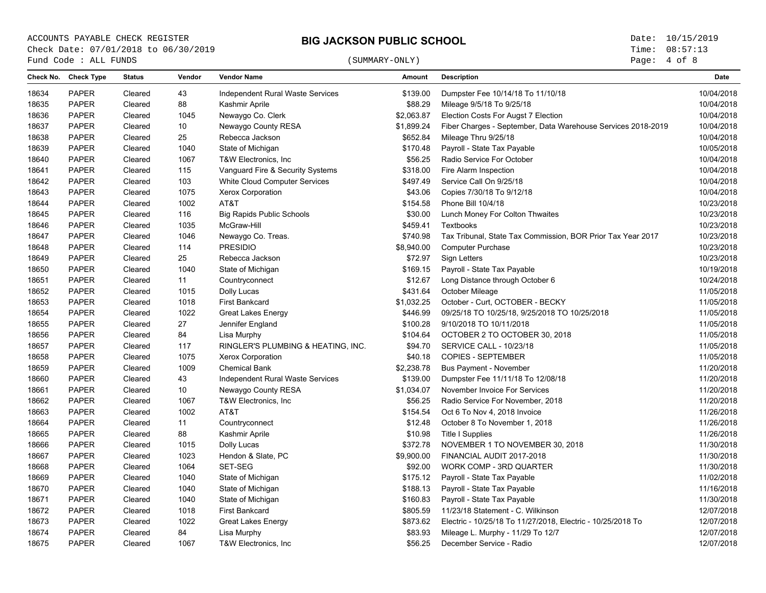ACCOUNTS PAYABLE CHECK REGISTER
Check Date: 07/01/2018 to 06/30/2019
Fund Code : ALL FUNDS

# BIG JACKSON PUBLIC SCHOOL

(SUMMARY-ONLY)

Date: 10/15/2019
Time: 08:57:13

| Check No. | Check Type | Status | Vendor | Vendor Name | Amount | Description | Date |
|---|---|---|---|---|---|---|---|
| 18634 | PAPER | Cleared | 43 | Independent Rural Waste Services | $139.00 | Dumpster Fee 10/14/18 To 11/10/18 | 10/04/2018 |
| 18635 | PAPER | Cleared | 88 | Kashmir Aprile | $88.29 | Mileage 9/5/18 To 9/25/18 | 10/04/2018 |
| 18636 | PAPER | Cleared | 1045 | Newaygo Co. Clerk | $2,063.87 | Election Costs For Augst 7 Election | 10/04/2018 |
| 18637 | PAPER | Cleared | 10 | Newaygo County RESA | $1,899.24 | Fiber Charges - September, Data Warehouse Services 2018-2019 | 10/04/2018 |
| 18638 | PAPER | Cleared | 25 | Rebecca Jackson | $652.84 | Mileage Thru 9/25/18 | 10/04/2018 |
| 18639 | PAPER | Cleared | 1040 | State of Michigan | $170.48 | Payroll - State Tax Payable | 10/05/2018 |
| 18640 | PAPER | Cleared | 1067 | T&W Electronics, Inc | $56.25 | Radio Service For October | 10/04/2018 |
| 18641 | PAPER | Cleared | 115 | Vanguard Fire & Security Systems | $318.00 | Fire Alarm Inspection | 10/04/2018 |
| 18642 | PAPER | Cleared | 103 | White Cloud Computer Services | $497.49 | Service Call On 9/25/18 | 10/04/2018 |
| 18643 | PAPER | Cleared | 1075 | Xerox Corporation | $43.06 | Copies 7/30/18 To 9/12/18 | 10/04/2018 |
| 18644 | PAPER | Cleared | 1002 | AT&T | $154.58 | Phone Bill 10/4/18 | 10/23/2018 |
| 18645 | PAPER | Cleared | 116 | Big Rapids Public Schools | $30.00 | Lunch Money For Colton Thwaites | 10/23/2018 |
| 18646 | PAPER | Cleared | 1035 | McGraw-Hill | $459.41 | Textbooks | 10/23/2018 |
| 18647 | PAPER | Cleared | 1046 | Newaygo Co. Treas. | $740.98 | Tax Tribunal, State Tax Commission, BOR Prior Tax Year 2017 | 10/23/2018 |
| 18648 | PAPER | Cleared | 114 | PRESIDIO | $8,940.00 | Computer Purchase | 10/23/2018 |
| 18649 | PAPER | Cleared | 25 | Rebecca Jackson | $72.97 | Sign Letters | 10/23/2018 |
| 18650 | PAPER | Cleared | 1040 | State of Michigan | $169.15 | Payroll - State Tax Payable | 10/19/2018 |
| 18651 | PAPER | Cleared | 11 | Countryconnect | $12.67 | Long Distance through October 6 | 10/24/2018 |
| 18652 | PAPER | Cleared | 1015 | Dolly Lucas | $431.64 | October Mileage | 11/05/2018 |
| 18653 | PAPER | Cleared | 1018 | First Bankcard | $1,032.25 | October - Curt, OCTOBER - BECKY | 11/05/2018 |
| 18654 | PAPER | Cleared | 1022 | Great Lakes Energy | $446.99 | 09/25/18 TO 10/25/18, 9/25/2018 TO 10/25/2018 | 11/05/2018 |
| 18655 | PAPER | Cleared | 27 | Jennifer England | $100.28 | 9/10/2018 TO 10/11/2018 | 11/05/2018 |
| 18656 | PAPER | Cleared | 84 | Lisa Murphy | $104.64 | OCTOBER 2 TO OCTOBER 30, 2018 | 11/05/2018 |
| 18657 | PAPER | Cleared | 117 | RINGLER'S PLUMBING & HEATING, INC. | $94.70 | SERVICE CALL - 10/23/18 | 11/05/2018 |
| 18658 | PAPER | Cleared | 1075 | Xerox Corporation | $40.18 | COPIES - SEPTEMBER | 11/05/2018 |
| 18659 | PAPER | Cleared | 1009 | Chemical Bank | $2,238.78 | Bus Payment - November | 11/20/2018 |
| 18660 | PAPER | Cleared | 43 | Independent Rural Waste Services | $139.00 | Dumpster Fee 11/11/18 To 12/08/18 | 11/20/2018 |
| 18661 | PAPER | Cleared | 10 | Newaygo County RESA | $1,034.07 | November Invoice For Services | 11/20/2018 |
| 18662 | PAPER | Cleared | 1067 | T&W Electronics, Inc | $56.25 | Radio Service For November, 2018 | 11/20/2018 |
| 18663 | PAPER | Cleared | 1002 | AT&T | $154.54 | Oct 6 To Nov 4, 2018 Invoice | 11/26/2018 |
| 18664 | PAPER | Cleared | 11 | Countryconnect | $12.48 | October 8 To November 1, 2018 | 11/26/2018 |
| 18665 | PAPER | Cleared | 88 | Kashmir Aprile | $10.98 | Title I Supplies | 11/26/2018 |
| 18666 | PAPER | Cleared | 1015 | Dolly Lucas | $372.78 | NOVEMBER 1 TO NOVEMBER 30, 2018 | 11/30/2018 |
| 18667 | PAPER | Cleared | 1023 | Hendon & Slate, PC | $9,900.00 | FINANCIAL AUDIT 2017-2018 | 11/30/2018 |
| 18668 | PAPER | Cleared | 1064 | SET-SEG | $92.00 | WORK COMP - 3RD QUARTER | 11/30/2018 |
| 18669 | PAPER | Cleared | 1040 | State of Michigan | $175.12 | Payroll - State Tax Payable | 11/02/2018 |
| 18670 | PAPER | Cleared | 1040 | State of Michigan | $188.13 | Payroll - State Tax Payable | 11/16/2018 |
| 18671 | PAPER | Cleared | 1040 | State of Michigan | $160.83 | Payroll - State Tax Payable | 11/30/2018 |
| 18672 | PAPER | Cleared | 1018 | First Bankcard | $805.59 | 11/23/18 Statement - C. Wilkinson | 12/07/2018 |
| 18673 | PAPER | Cleared | 1022 | Great Lakes Energy | $873.62 | Electric - 10/25/18 To 11/27/2018, Electric - 10/25/2018 To | 12/07/2018 |
| 18674 | PAPER | Cleared | 84 | Lisa Murphy | $83.93 | Mileage L. Murphy - 11/29 To 12/7 | 12/07/2018 |
| 18675 | PAPER | Cleared | 1067 | T&W Electronics, Inc | $56.25 | December Service - Radio | 12/07/2018 |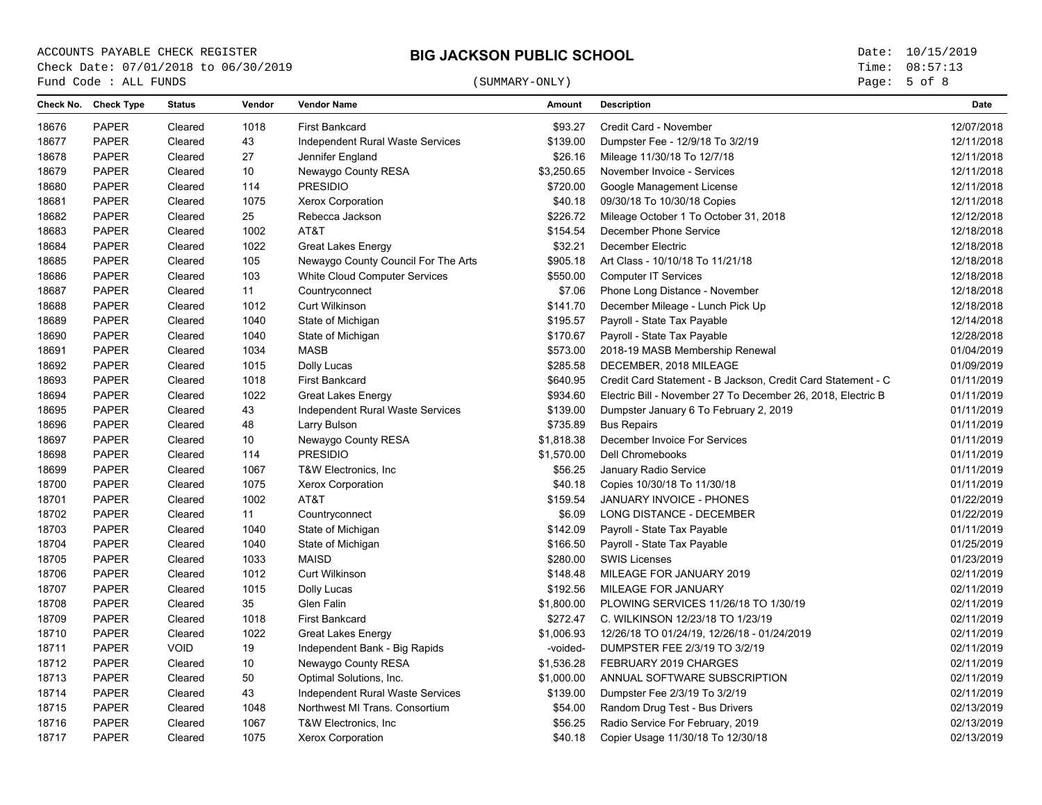ACCOUNTS PAYABLE CHECK REGISTER
Check Date: 07/01/2018 to 06/30/2019
Fund Code : ALL FUNDS

# BIG JACKSON PUBLIC SCHOOL

(SUMMARY-ONLY)

Date: 10/15/2019
Time: 08:57:13

| Check No. | Check Type | Status | Vendor | Vendor Name | Amount | Description | Date |
|---|---|---|---|---|---|---|---|
| 18676 | PAPER | Cleared | 1018 | First Bankcard | $93.27 | Credit Card - November | 12/07/2018 |
| 18677 | PAPER | Cleared | 43 | Independent Rural Waste Services | $139.00 | Dumpster Fee - 12/9/18 To 3/2/19 | 12/11/2018 |
| 18678 | PAPER | Cleared | 27 | Jennifer England | $26.16 | Mileage 11/30/18 To 12/7/18 | 12/11/2018 |
| 18679 | PAPER | Cleared | 10 | Newaygo County RESA | $3,250.65 | November Invoice - Services | 12/11/2018 |
| 18680 | PAPER | Cleared | 114 | PRESIDIO | $720.00 | Google Management License | 12/11/2018 |
| 18681 | PAPER | Cleared | 1075 | Xerox Corporation | $40.18 | 09/30/18 To 10/30/18 Copies | 12/11/2018 |
| 18682 | PAPER | Cleared | 25 | Rebecca Jackson | $226.72 | Mileage October 1 To October 31, 2018 | 12/12/2018 |
| 18683 | PAPER | Cleared | 1002 | AT&T | $154.54 | December Phone Service | 12/18/2018 |
| 18684 | PAPER | Cleared | 1022 | Great Lakes Energy | $32.21 | December Electric | 12/18/2018 |
| 18685 | PAPER | Cleared | 105 | Newaygo County Council For The Arts | $905.18 | Art Class - 10/10/18 To 11/21/18 | 12/18/2018 |
| 18686 | PAPER | Cleared | 103 | White Cloud Computer Services | $550.00 | Computer IT Services | 12/18/2018 |
| 18687 | PAPER | Cleared | 11 | Countryconnect | $7.06 | Phone Long Distance - November | 12/18/2018 |
| 18688 | PAPER | Cleared | 1012 | Curt Wilkinson | $141.70 | December Mileage - Lunch Pick Up | 12/18/2018 |
| 18689 | PAPER | Cleared | 1040 | State of Michigan | $195.57 | Payroll - State Tax Payable | 12/14/2018 |
| 18690 | PAPER | Cleared | 1040 | State of Michigan | $170.67 | Payroll - State Tax Payable | 12/28/2018 |
| 18691 | PAPER | Cleared | 1034 | MASB | $573.00 | 2018-19 MASB Membership Renewal | 01/04/2019 |
| 18692 | PAPER | Cleared | 1015 | Dolly Lucas | $285.58 | DECEMBER, 2018 MILEAGE | 01/09/2019 |
| 18693 | PAPER | Cleared | 1018 | First Bankcard | $640.95 | Credit Card Statement - B Jackson, Credit Card Statement - C | 01/11/2019 |
| 18694 | PAPER | Cleared | 1022 | Great Lakes Energy | $934.60 | Electric Bill - November 27 To December 26, 2018, Electric B | 01/11/2019 |
| 18695 | PAPER | Cleared | 43 | Independent Rural Waste Services | $139.00 | Dumpster January 6 To February 2, 2019 | 01/11/2019 |
| 18696 | PAPER | Cleared | 48 | Larry Bulson | $735.89 | Bus Repairs | 01/11/2019 |
| 18697 | PAPER | Cleared | 10 | Newaygo County RESA | $1,818.38 | December Invoice For Services | 01/11/2019 |
| 18698 | PAPER | Cleared | 114 | PRESIDIO | $1,570.00 | Dell Chromebooks | 01/11/2019 |
| 18699 | PAPER | Cleared | 1067 | T&W Electronics, Inc | $56.25 | January Radio Service | 01/11/2019 |
| 18700 | PAPER | Cleared | 1075 | Xerox Corporation | $40.18 | Copies 10/30/18 To 11/30/18 | 01/11/2019 |
| 18701 | PAPER | Cleared | 1002 | AT&T | $159.54 | JANUARY INVOICE - PHONES | 01/22/2019 |
| 18702 | PAPER | Cleared | 11 | Countryconnect | $6.09 | LONG DISTANCE - DECEMBER | 01/22/2019 |
| 18703 | PAPER | Cleared | 1040 | State of Michigan | $142.09 | Payroll - State Tax Payable | 01/11/2019 |
| 18704 | PAPER | Cleared | 1040 | State of Michigan | $166.50 | Payroll - State Tax Payable | 01/25/2019 |
| 18705 | PAPER | Cleared | 1033 | MAISD | $280.00 | SWIS Licenses | 01/23/2019 |
| 18706 | PAPER | Cleared | 1012 | Curt Wilkinson | $148.48 | MILEAGE FOR JANUARY 2019 | 02/11/2019 |
| 18707 | PAPER | Cleared | 1015 | Dolly Lucas | $192.56 | MILEAGE FOR JANUARY | 02/11/2019 |
| 18708 | PAPER | Cleared | 35 | Glen Falin | $1,800.00 | PLOWING SERVICES 11/26/18 TO 1/30/19 | 02/11/2019 |
| 18709 | PAPER | Cleared | 1018 | First Bankcard | $272.47 | C. WILKINSON 12/23/18 TO 1/23/19 | 02/11/2019 |
| 18710 | PAPER | Cleared | 1022 | Great Lakes Energy | $1,006.93 | 12/26/18 TO 01/24/19, 12/26/18 - 01/24/2019 | 02/11/2019 |
| 18711 | PAPER | VOID | 19 | Independent Bank - Big Rapids | -voided- | DUMPSTER FEE 2/3/19 TO 3/2/19 | 02/11/2019 |
| 18712 | PAPER | Cleared | 10 | Newaygo County RESA | $1,536.28 | FEBRUARY 2019 CHARGES | 02/11/2019 |
| 18713 | PAPER | Cleared | 50 | Optimal Solutions, Inc. | $1,000.00 | ANNUAL SOFTWARE SUBSCRIPTION | 02/11/2019 |
| 18714 | PAPER | Cleared | 43 | Independent Rural Waste Services | $139.00 | Dumpster Fee 2/3/19 To 3/2/19 | 02/11/2019 |
| 18715 | PAPER | Cleared | 1048 | Northwest MI Trans. Consortium | $54.00 | Random Drug Test - Bus Drivers | 02/13/2019 |
| 18716 | PAPER | Cleared | 1067 | T&W Electronics, Inc | $56.25 | Radio Service For February, 2019 | 02/13/2019 |
| 18717 | PAPER | Cleared | 1075 | Xerox Corporation | $40.18 | Copier Usage 11/30/18 To 12/30/18 | 02/13/2019 |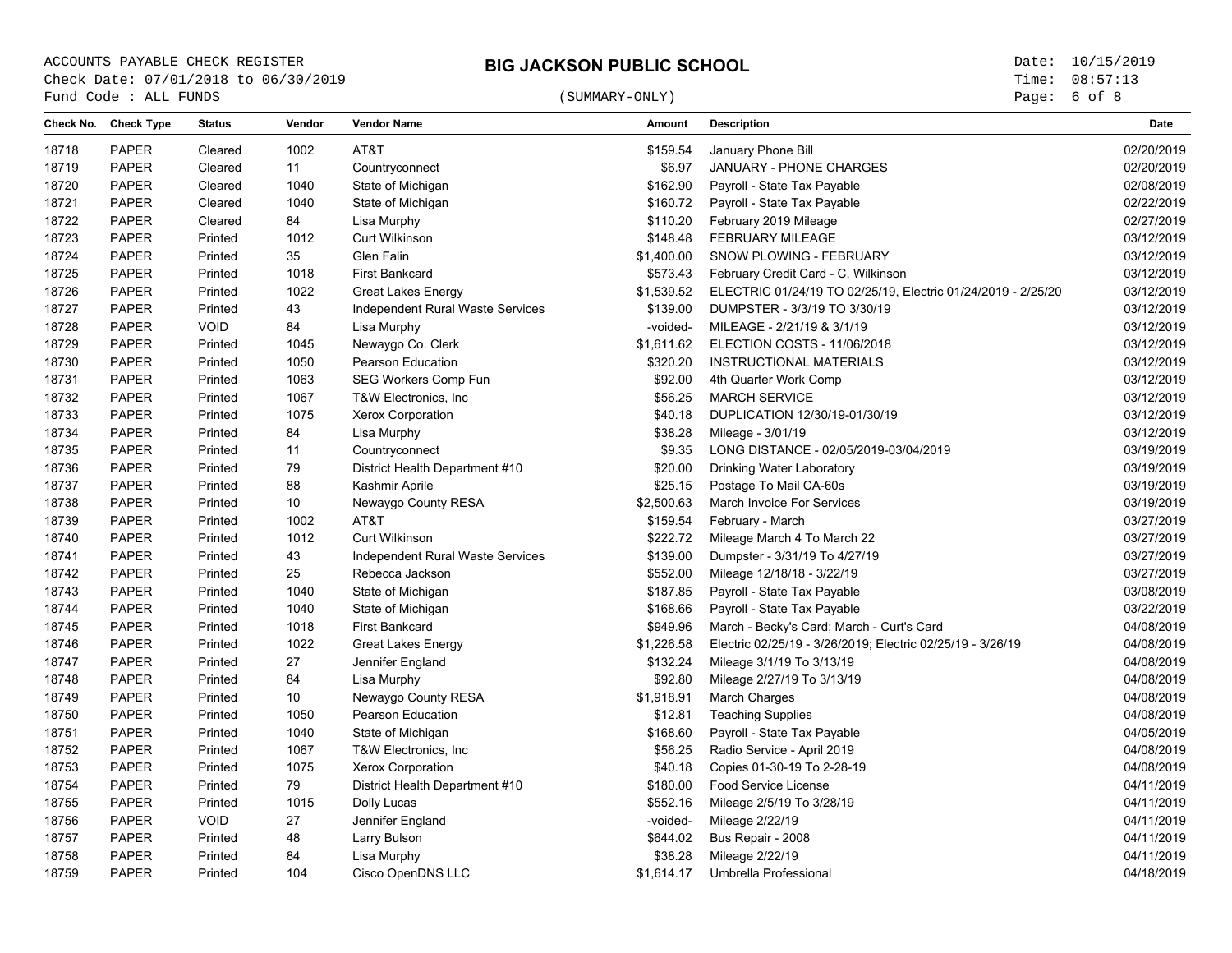# BIG JACKSON PUBLIC SCHOOL

ACCOUNTS PAYABLE CHECK REGISTER
Check Date: 07/01/2018 to 06/30/2019
Fund Code : ALL FUNDS

(SUMMARY-ONLY)

Date: 10/15/2019
Time: 08:57:13

| Check No. | Check Type | Status | Vendor | Vendor Name | Amount | Description | Date |
|---|---|---|---|---|---|---|---|
| 18718 | PAPER | Cleared | 1002 | AT&T | $159.54 | January Phone Bill | 02/20/2019 |
| 18719 | PAPER | Cleared | 11 | Countryconnect | $6.97 | JANUARY - PHONE CHARGES | 02/20/2019 |
| 18720 | PAPER | Cleared | 1040 | State of Michigan | $162.90 | Payroll - State Tax Payable | 02/08/2019 |
| 18721 | PAPER | Cleared | 1040 | State of Michigan | $160.72 | Payroll - State Tax Payable | 02/22/2019 |
| 18722 | PAPER | Cleared | 84 | Lisa Murphy | $110.20 | February 2019 Mileage | 02/27/2019 |
| 18723 | PAPER | Printed | 1012 | Curt Wilkinson | $148.48 | FEBRUARY MILEAGE | 03/12/2019 |
| 18724 | PAPER | Printed | 35 | Glen Falin | $1,400.00 | SNOW PLOWING - FEBRUARY | 03/12/2019 |
| 18725 | PAPER | Printed | 1018 | First Bankcard | $573.43 | February Credit Card - C. Wilkinson | 03/12/2019 |
| 18726 | PAPER | Printed | 1022 | Great Lakes Energy | $1,539.52 | ELECTRIC 01/24/19 TO 02/25/19, Electric 01/24/2019 - 2/25/20 | 03/12/2019 |
| 18727 | PAPER | Printed | 43 | Independent Rural Waste Services | $139.00 | DUMPSTER - 3/3/19 TO 3/30/19 | 03/12/2019 |
| 18728 | PAPER | VOID | 84 | Lisa Murphy | -voided- | MILEAGE - 2/21/19 & 3/1/19 | 03/12/2019 |
| 18729 | PAPER | Printed | 1045 | Newaygo Co. Clerk | $1,611.62 | ELECTION COSTS - 11/06/2018 | 03/12/2019 |
| 18730 | PAPER | Printed | 1050 | Pearson Education | $320.20 | INSTRUCTIONAL MATERIALS | 03/12/2019 |
| 18731 | PAPER | Printed | 1063 | SEG Workers Comp Fun | $92.00 | 4th Quarter Work Comp | 03/12/2019 |
| 18732 | PAPER | Printed | 1067 | T&W Electronics, Inc | $56.25 | MARCH SERVICE | 03/12/2019 |
| 18733 | PAPER | Printed | 1075 | Xerox Corporation | $40.18 | DUPLICATION 12/30/19-01/30/19 | 03/12/2019 |
| 18734 | PAPER | Printed | 84 | Lisa Murphy | $38.28 | Mileage - 3/01/19 | 03/12/2019 |
| 18735 | PAPER | Printed | 11 | Countryconnect | $9.35 | LONG DISTANCE - 02/05/2019-03/04/2019 | 03/19/2019 |
| 18736 | PAPER | Printed | 79 | District Health Department #10 | $20.00 | Drinking Water Laboratory | 03/19/2019 |
| 18737 | PAPER | Printed | 88 | Kashmir Aprile | $25.15 | Postage To Mail CA-60s | 03/19/2019 |
| 18738 | PAPER | Printed | 10 | Newaygo County RESA | $2,500.63 | March Invoice For Services | 03/19/2019 |
| 18739 | PAPER | Printed | 1002 | AT&T | $159.54 | February - March | 03/27/2019 |
| 18740 | PAPER | Printed | 1012 | Curt Wilkinson | $222.72 | Mileage March 4 To March 22 | 03/27/2019 |
| 18741 | PAPER | Printed | 43 | Independent Rural Waste Services | $139.00 | Dumpster - 3/31/19 To 4/27/19 | 03/27/2019 |
| 18742 | PAPER | Printed | 25 | Rebecca Jackson | $552.00 | Mileage 12/18/18 - 3/22/19 | 03/27/2019 |
| 18743 | PAPER | Printed | 1040 | State of Michigan | $187.85 | Payroll - State Tax Payable | 03/08/2019 |
| 18744 | PAPER | Printed | 1040 | State of Michigan | $168.66 | Payroll - State Tax Payable | 03/22/2019 |
| 18745 | PAPER | Printed | 1018 | First Bankcard | $949.96 | March - Becky's Card; March - Curt's Card | 04/08/2019 |
| 18746 | PAPER | Printed | 1022 | Great Lakes Energy | $1,226.58 | Electric 02/25/19 - 3/26/2019; Electric 02/25/19 - 3/26/19 | 04/08/2019 |
| 18747 | PAPER | Printed | 27 | Jennifer England | $132.24 | Mileage 3/1/19 To 3/13/19 | 04/08/2019 |
| 18748 | PAPER | Printed | 84 | Lisa Murphy | $92.80 | Mileage 2/27/19 To 3/13/19 | 04/08/2019 |
| 18749 | PAPER | Printed | 10 | Newaygo County RESA | $1,918.91 | March Charges | 04/08/2019 |
| 18750 | PAPER | Printed | 1050 | Pearson Education | $12.81 | Teaching Supplies | 04/08/2019 |
| 18751 | PAPER | Printed | 1040 | State of Michigan | $168.60 | Payroll - State Tax Payable | 04/05/2019 |
| 18752 | PAPER | Printed | 1067 | T&W Electronics, Inc | $56.25 | Radio Service - April 2019 | 04/08/2019 |
| 18753 | PAPER | Printed | 1075 | Xerox Corporation | $40.18 | Copies 01-30-19 To 2-28-19 | 04/08/2019 |
| 18754 | PAPER | Printed | 79 | District Health Department #10 | $180.00 | Food Service License | 04/11/2019 |
| 18755 | PAPER | Printed | 1015 | Dolly Lucas | $552.16 | Mileage 2/5/19 To 3/28/19 | 04/11/2019 |
| 18756 | PAPER | VOID | 27 | Jennifer England | -voided- | Mileage 2/22/19 | 04/11/2019 |
| 18757 | PAPER | Printed | 48 | Larry Bulson | $644.02 | Bus Repair - 2008 | 04/11/2019 |
| 18758 | PAPER | Printed | 84 | Lisa Murphy | $38.28 | Mileage 2/22/19 | 04/11/2019 |
| 18759 | PAPER | Printed | 104 | Cisco OpenDNS LLC | $1,614.17 | Umbrella Professional | 04/18/2019 |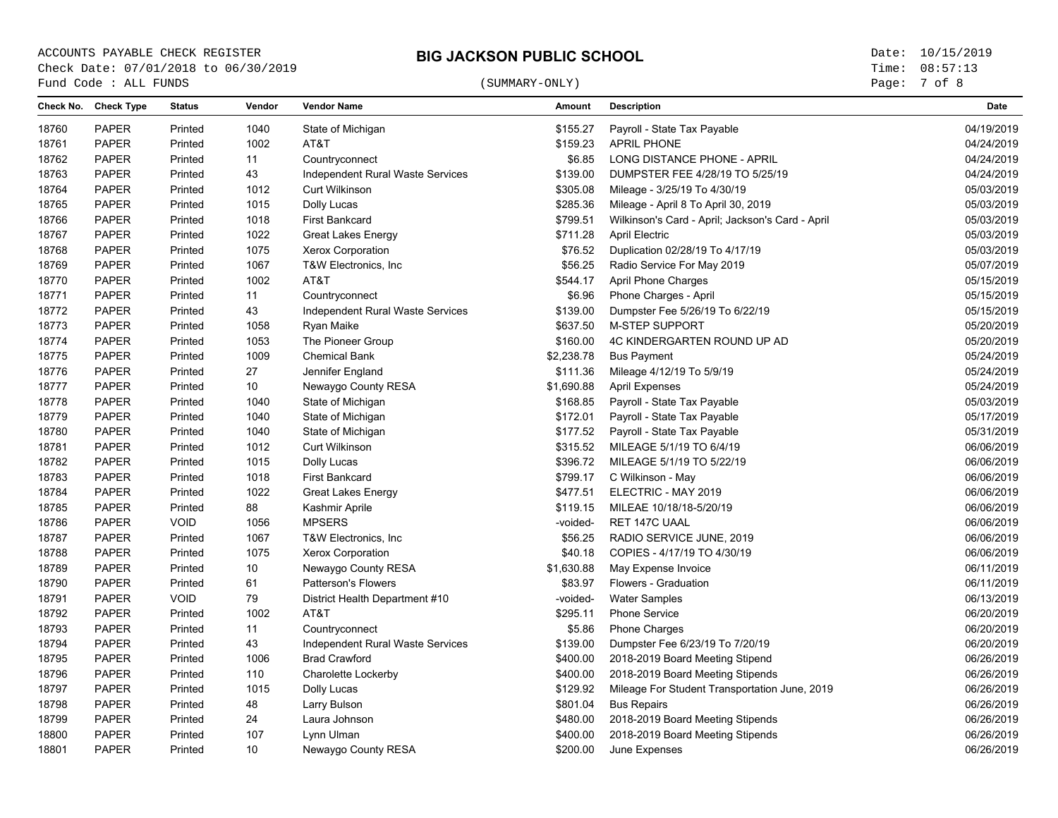ACCOUNTS PAYABLE CHECK REGISTER
Check Date: 07/01/2018 to 06/30/2019
Fund Code : ALL FUNDS

# BIG JACKSON PUBLIC SCHOOL

(SUMMARY-ONLY)

Date: 10/15/2019
Time: 08:57:13

| Check No. | Check Type | Status | Vendor | Vendor Name | Amount | Description | Date |
|---|---|---|---|---|---|---|---|
| 18760 | PAPER | Printed | 1040 | State of Michigan | $155.27 | Payroll - State Tax Payable | 04/19/2019 |
| 18761 | PAPER | Printed | 1002 | AT&T | $159.23 | APRIL PHONE | 04/24/2019 |
| 18762 | PAPER | Printed | 11 | Countryconnect | $6.85 | LONG DISTANCE PHONE - APRIL | 04/24/2019 |
| 18763 | PAPER | Printed | 43 | Independent Rural Waste Services | $139.00 | DUMPSTER FEE 4/28/19 TO 5/25/19 | 04/24/2019 |
| 18764 | PAPER | Printed | 1012 | Curt Wilkinson | $305.08 | Mileage - 3/25/19 To 4/30/19 | 05/03/2019 |
| 18765 | PAPER | Printed | 1015 | Dolly Lucas | $285.36 | Mileage - April 8 To April 30, 2019 | 05/03/2019 |
| 18766 | PAPER | Printed | 1018 | First Bankcard | $799.51 | Wilkinson's Card - April; Jackson's Card - April | 05/03/2019 |
| 18767 | PAPER | Printed | 1022 | Great Lakes Energy | $711.28 | April Electric | 05/03/2019 |
| 18768 | PAPER | Printed | 1075 | Xerox Corporation | $76.52 | Duplication 02/28/19 To 4/17/19 | 05/03/2019 |
| 18769 | PAPER | Printed | 1067 | T&W Electronics, Inc | $56.25 | Radio Service For May 2019 | 05/07/2019 |
| 18770 | PAPER | Printed | 1002 | AT&T | $544.17 | April Phone Charges | 05/15/2019 |
| 18771 | PAPER | Printed | 11 | Countryconnect | $6.96 | Phone Charges - April | 05/15/2019 |
| 18772 | PAPER | Printed | 43 | Independent Rural Waste Services | $139.00 | Dumpster Fee 5/26/19 To 6/22/19 | 05/15/2019 |
| 18773 | PAPER | Printed | 1058 | Ryan Maike | $637.50 | M-STEP SUPPORT | 05/20/2019 |
| 18774 | PAPER | Printed | 1053 | The Pioneer Group | $160.00 | 4C KINDERGARTEN ROUND UP AD | 05/20/2019 |
| 18775 | PAPER | Printed | 1009 | Chemical Bank | $2,238.78 | Bus Payment | 05/24/2019 |
| 18776 | PAPER | Printed | 27 | Jennifer England | $111.36 | Mileage 4/12/19 To 5/9/19 | 05/24/2019 |
| 18777 | PAPER | Printed | 10 | Newaygo County RESA | $1,690.88 | April Expenses | 05/24/2019 |
| 18778 | PAPER | Printed | 1040 | State of Michigan | $168.85 | Payroll - State Tax Payable | 05/03/2019 |
| 18779 | PAPER | Printed | 1040 | State of Michigan | $172.01 | Payroll - State Tax Payable | 05/17/2019 |
| 18780 | PAPER | Printed | 1040 | State of Michigan | $177.52 | Payroll - State Tax Payable | 05/31/2019 |
| 18781 | PAPER | Printed | 1012 | Curt Wilkinson | $315.52 | MILEAGE 5/1/19 TO 6/4/19 | 06/06/2019 |
| 18782 | PAPER | Printed | 1015 | Dolly Lucas | $396.72 | MILEAGE 5/1/19 TO 5/22/19 | 06/06/2019 |
| 18783 | PAPER | Printed | 1018 | First Bankcard | $799.17 | C Wilkinson - May | 06/06/2019 |
| 18784 | PAPER | Printed | 1022 | Great Lakes Energy | $477.51 | ELECTRIC - MAY 2019 | 06/06/2019 |
| 18785 | PAPER | Printed | 88 | Kashmir Aprile | $119.15 | MILEAE 10/18/18-5/20/19 | 06/06/2019 |
| 18786 | PAPER | VOID | 1056 | MPSERS | -voided- | RET 147C UAAL | 06/06/2019 |
| 18787 | PAPER | Printed | 1067 | T&W Electronics, Inc | $56.25 | RADIO SERVICE JUNE, 2019 | 06/06/2019 |
| 18788 | PAPER | Printed | 1075 | Xerox Corporation | $40.18 | COPIES - 4/17/19 TO 4/30/19 | 06/06/2019 |
| 18789 | PAPER | Printed | 10 | Newaygo County RESA | $1,630.88 | May Expense Invoice | 06/11/2019 |
| 18790 | PAPER | Printed | 61 | Patterson's Flowers | $83.97 | Flowers - Graduation | 06/11/2019 |
| 18791 | PAPER | VOID | 79 | District Health Department #10 | -voided- | Water Samples | 06/13/2019 |
| 18792 | PAPER | Printed | 1002 | AT&T | $295.11 | Phone Service | 06/20/2019 |
| 18793 | PAPER | Printed | 11 | Countryconnect | $5.86 | Phone Charges | 06/20/2019 |
| 18794 | PAPER | Printed | 43 | Independent Rural Waste Services | $139.00 | Dumpster Fee 6/23/19 To 7/20/19 | 06/20/2019 |
| 18795 | PAPER | Printed | 1006 | Brad Crawford | $400.00 | 2018-2019 Board Meeting Stipend | 06/26/2019 |
| 18796 | PAPER | Printed | 110 | Charolette Lockerby | $400.00 | 2018-2019 Board Meeting Stipends | 06/26/2019 |
| 18797 | PAPER | Printed | 1015 | Dolly Lucas | $129.92 | Mileage For Student Transportation June, 2019 | 06/26/2019 |
| 18798 | PAPER | Printed | 48 | Larry Bulson | $801.04 | Bus Repairs | 06/26/2019 |
| 18799 | PAPER | Printed | 24 | Laura Johnson | $480.00 | 2018-2019 Board Meeting Stipends | 06/26/2019 |
| 18800 | PAPER | Printed | 107 | Lynn Ulman | $400.00 | 2018-2019 Board Meeting Stipends | 06/26/2019 |
| 18801 | PAPER | Printed | 10 | Newaygo County RESA | $200.00 | June Expenses | 06/26/2019 |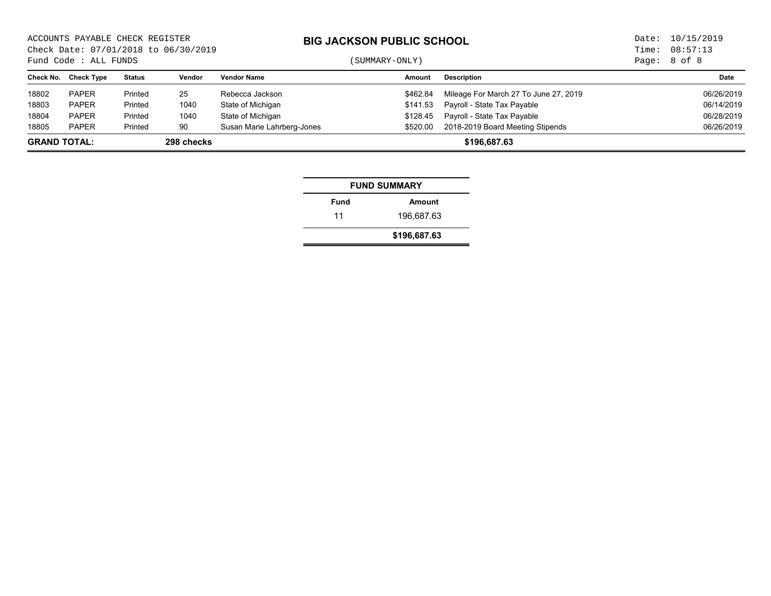ACCOUNTS PAYABLE CHECK REGISTER
Check Date: 07/01/2018 to 06/30/2019
Fund Code : ALL FUNDS

# BIG JACKSON PUBLIC SCHOOL

(SUMMARY-ONLY)

Date: 10/15/2019
Time: 08:57:13

| Check No. | Check Type | Status | Vendor | Vendor Name | Amount | Description | Date |
|---|---|---|---|---|---|---|---|
| 18802 | PAPER | Printed | 25 | Rebecca Jackson | $462.84 | Mileage For March 27 To June 27, 2019 | 06/26/2019 |
| 18803 | PAPER | Printed | 1040 | State of Michigan | $141.53 | Payroll - State Tax Payable | 06/14/2019 |
| 18804 | PAPER | Printed | 1040 | State of Michigan | $128.45 | Payroll - State Tax Payable | 06/28/2019 |
| 18805 | PAPER | Printed | 90 | Susan Marie Lahrberg-Jones | $520.00 | 2018-2019 Board Meeting Stipends | 06/26/2019 |
| **GRAND TOTAL:** | | | **298 checks** | | | **$196,687.63** | |

**FUND SUMMARY**

| Fund | Amount |
|---|---|
| 11 | 196,687.63 |
| | **$196,687.63** |